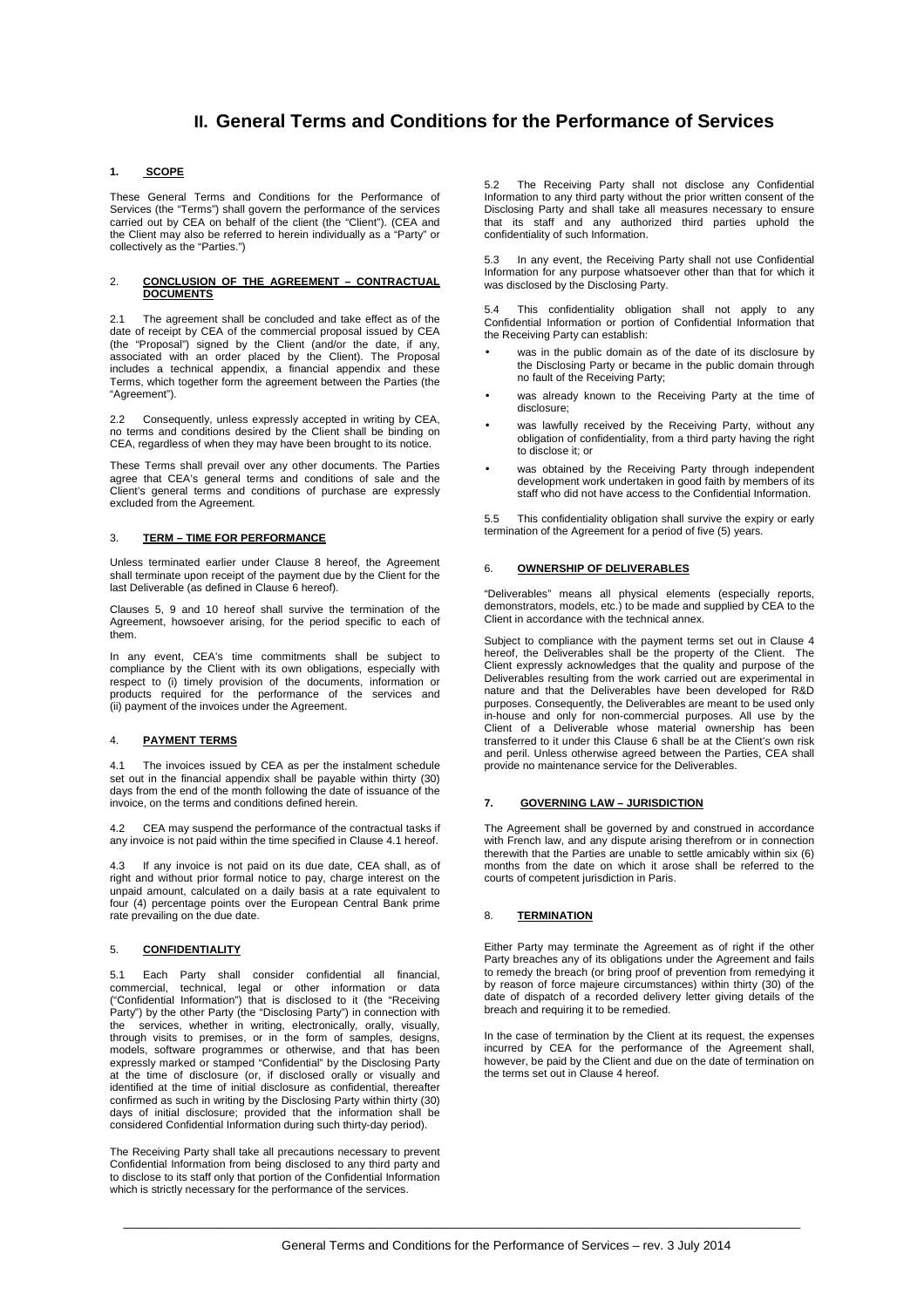# II. General Terms and Conditions for the Performance of Services

## 1. SCOPE

These General Terms and Conditions for the Performance of Services (the "Terms") shall govern the performance of the services carried out by CEA on behalf of the client (the "Client"). (CEA and the Client may also be referred to herein individually as a "Party" or collectively as the "Parties.")

## 2. CONCLUSION OF THE AGREEMENT – CONTRACTUAL DOCUMENTS

2.1 The agreement shall be concluded and take effect as of the date of receipt by CEA of the commercial proposal issued by CEA (the "Proposal") signed by the Client (and/or the date, if any, associated with an order placed by the Client). The Proposal includes a technical appendix, a financial appendix and these Terms, which together form the agreement between the Parties (the "Agreement").

2.2 Consequently, unless expressly accepted in writing by CEA, no terms and conditions desired by the Client shall be binding on CEA, regardless of when they may have been brought to its notice.

These Terms shall prevail over any other documents. The Parties agree that CEA's general terms and conditions of sale and the Client's general terms and conditions of purchase are expressly excluded from the Agreement.

## 3. TERM – TIME FOR PERFORMANCE

Unless terminated earlier under Clause 8 hereof, the Agreement shall terminate upon receipt of the payment due by the Client for the last Deliverable (as defined in Clause 6 hereof).

Clauses 5, 9 and 10 hereof shall survive the termination of the Agreement, howsoever arising, for the period specific to each of them.

In any event, CEA's time commitments shall be subject to compliance by the Client with its own obligations, especially with respect to (i) timely provision of the documents, information or products required for the performance of the services and (ii) payment of the invoices under the Agreement.

## 4. PAYMENT TERMS

4.1 The invoices issued by CEA as per the instalment schedule set out in the financial appendix shall be payable within thirty (30) days from the end of the month following the date of issuance of the invoice, on the terms and conditions defined herein.

4.2 CEA may suspend the performance of the contractual tasks if any invoice is not paid within the time specified in Clause 4.1 hereof.

4.3 If any invoice is not paid on its due date, CEA shall, as of right and without prior formal notice to pay, charge interest on the unpaid amount, calculated on a daily basis at a rate equivalent to four (4) percentage points over the European Central Bank prime rate prevailing on the due date.

## 5. CONFIDENTIALITY

5.1 Each Party shall consider confidential all financial, commercial, technical, legal or other information or data ("Confidential Information") that is disclosed to it (the "Receiving Party") by the other Party (the "Disclosing Party") in connection with the services, whether in writing, electronically, orally, visually, through visits to premises, or in the form of samples, designs, models, software programmes or otherwise, and that has been expressly marked or stamped "Confidential" by the Disclosing Party at the time of disclosure (or, if disclosed orally or visually and identified at the time of initial disclosure as confidential, thereafter confirmed as such in writing by the Disclosing Party within thirty (30) days of initial disclosure; provided that the information shall be considered Confidential Information during such thirty-day period).

The Receiving Party shall take all precautions necessary to prevent Confidential Information from being disclosed to any third party and to disclose to its staff only that portion of the Confidential Information which is strictly necessary for the performance of the services.

5.2 The Receiving Party shall not disclose any Confidential Information to any third party without the prior written consent of the Disclosing Party and shall take all measures necessary to ensure that its staff and any authorized third parties uphold the confidentiality of such Information.

5.3 In any event, the Receiving Party shall not use Confidential Information for any purpose whatsoever other than that for which it was disclosed by the Disclosing Party.

5.4 This confidentiality obligation shall not apply to any Confidential Information or portion of Confidential Information that the Receiving Party can establish:

- was in the public domain as of the date of its disclosure by the Disclosing Party or became in the public domain through no fault of the Receiving Party;
- was already known to the Receiving Party at the time of disclosure;
- was lawfully received by the Receiving Party, without any obligation of confidentiality, from a third party having the right to disclose it; or
- was obtained by the Receiving Party through independent development work undertaken in good faith by members of its staff who did not have access to the Confidential Information.

5.5 This confidentiality obligation shall survive the expiry or early termination of the Agreement for a period of five (5) years.

## 6. OWNERSHIP OF DELIVERABLES

"Deliverables" means all physical elements (especially reports, demonstrators, models, etc.) to be made and supplied by CEA to the Client in accordance with the technical annex.

Subject to compliance with the payment terms set out in Clause 4 hereof, the Deliverables shall be the property of the Client. The Client expressly acknowledges that the quality and purpose of the Deliverables resulting from the work carried out are experimental in nature and that the Deliverables have been developed for R&D purposes. Consequently, the Deliverables are meant to be used only in-house and only for non-commercial purposes. All use by the Client of a Deliverable whose material ownership has been transferred to it under this Clause 6 shall be at the Client's own risk and peril. Unless otherwise agreed between the Parties, CEA shall provide no maintenance service for the Deliverables.

## 7. GOVERNING LAW – JURISDICTION

The Agreement shall be governed by and construed in accordance with French law, and any dispute arising therefrom or in connection therewith that the Parties are unable to settle amicably within six (6) months from the date on which it arose shall be referred to the courts of competent jurisdiction in Paris.

## 8. TERMINATION

Either Party may terminate the Agreement as of right if the other Party breaches any of its obligations under the Agreement and fails to remedy the breach (or bring proof of prevention from remedying it by reason of force majeure circumstances) within thirty (30) of the date of dispatch of a recorded delivery letter giving details of the breach and requiring it to be remedied.

In the case of termination by the Client at its request, the expenses incurred by CEA for the performance of the Agreement shall, however, be paid by the Client and due on the date of termination on the terms set out in Clause 4 hereof.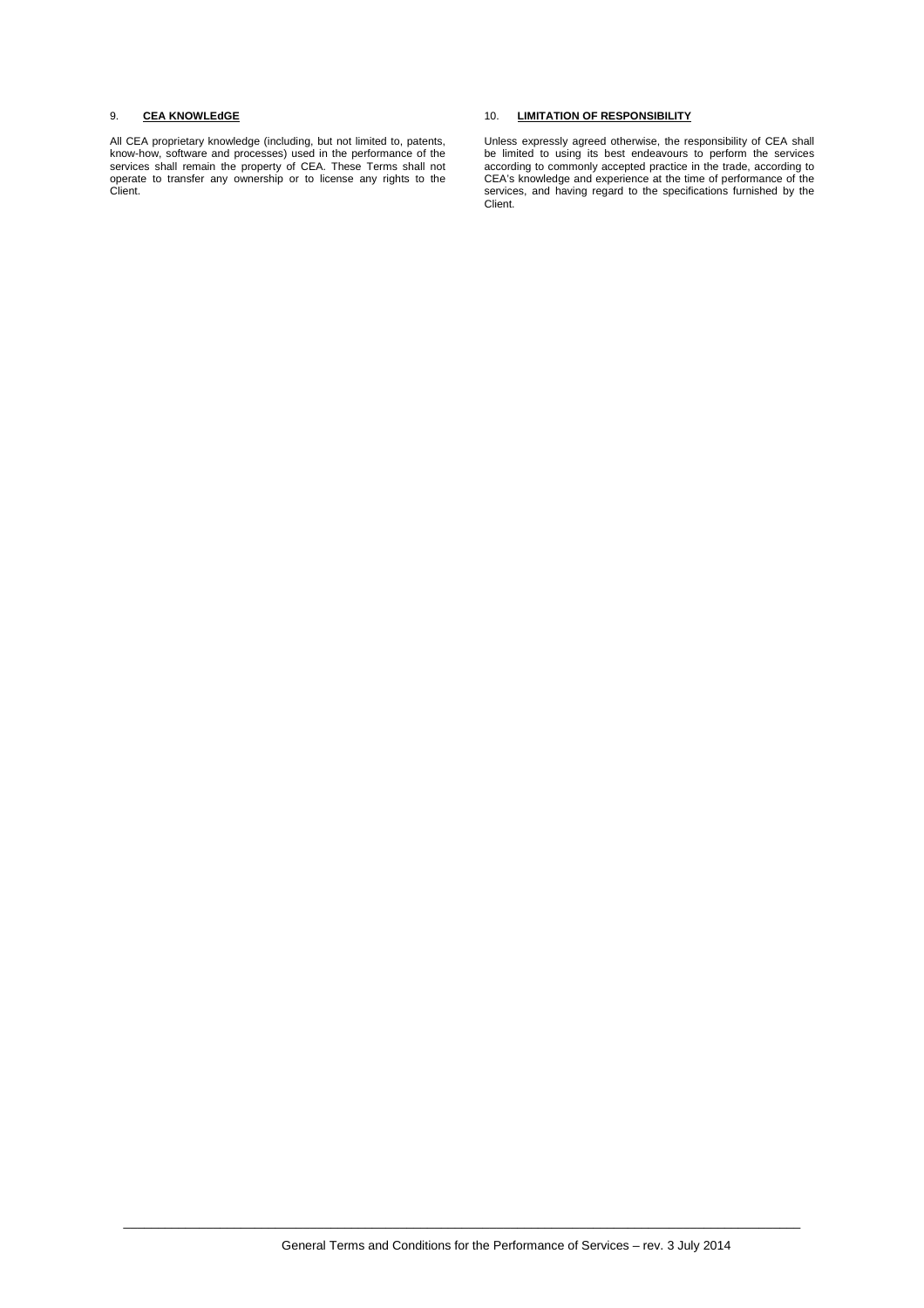## 9. CEA KNOWLEdGE

All CEA proprietary knowledge (including, but not limited to, patents, know-how, software and processes) used in the performance of the services shall remain the property of CEA. These Terms shall not operate to transfer any ownership or to license any rights to the Client.

## 10. LIMITATION OF RESPONSIBILITY

Unless expressly agreed otherwise, the responsibility of CEA shall be limited to using its best endeavours to perform the services according to commonly accepted practice in the trade, according to CEA's knowledge and experience at the time of performance of the services, and having regard to the specifications furnished by the Client.